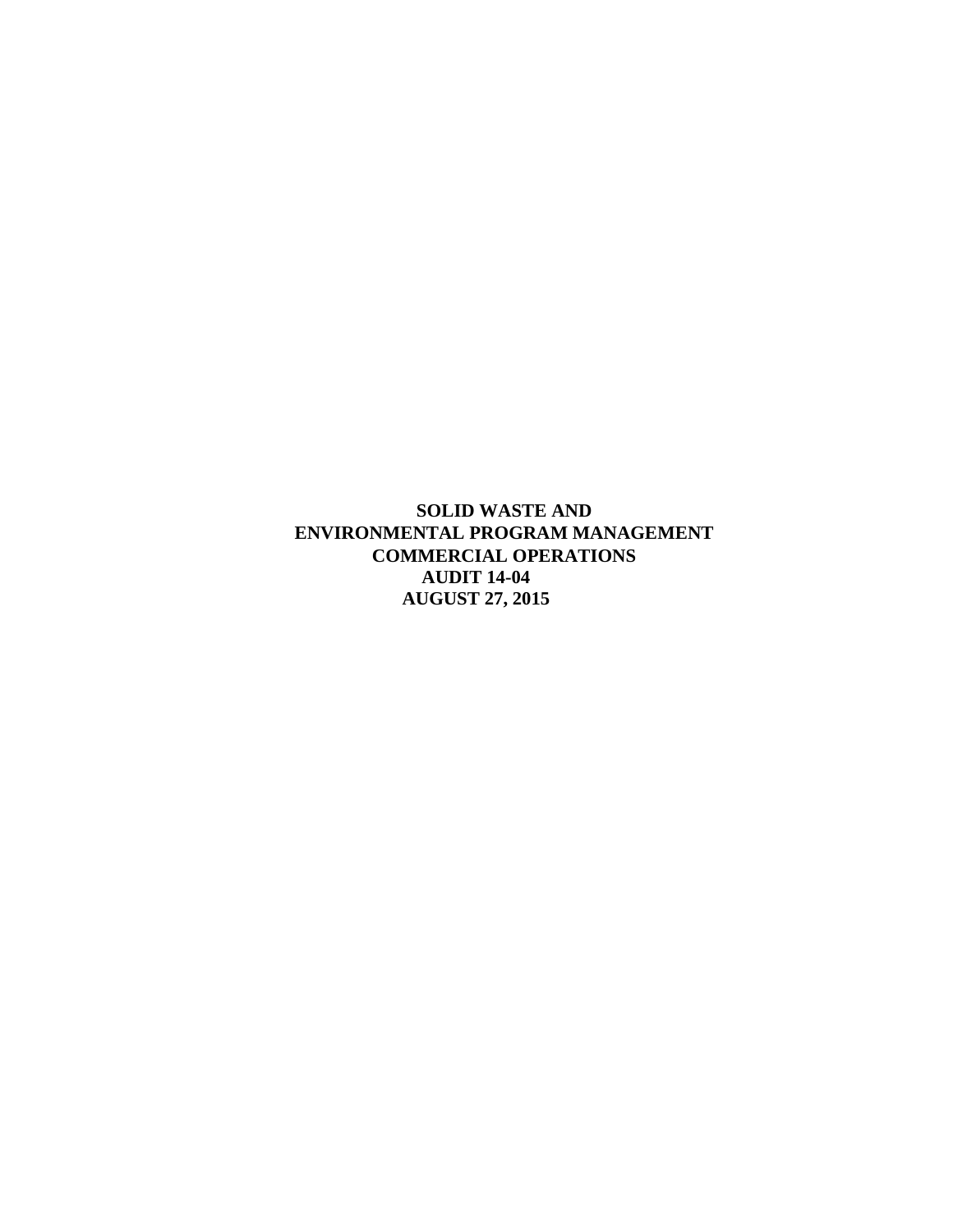# SOLID WASTE AND ENVIRONMENTAL PROGRAM MANAGEMENT COMMERCIAL OPERATIONS

**AUDIT 14-04**

**AUGUST 27, 2015**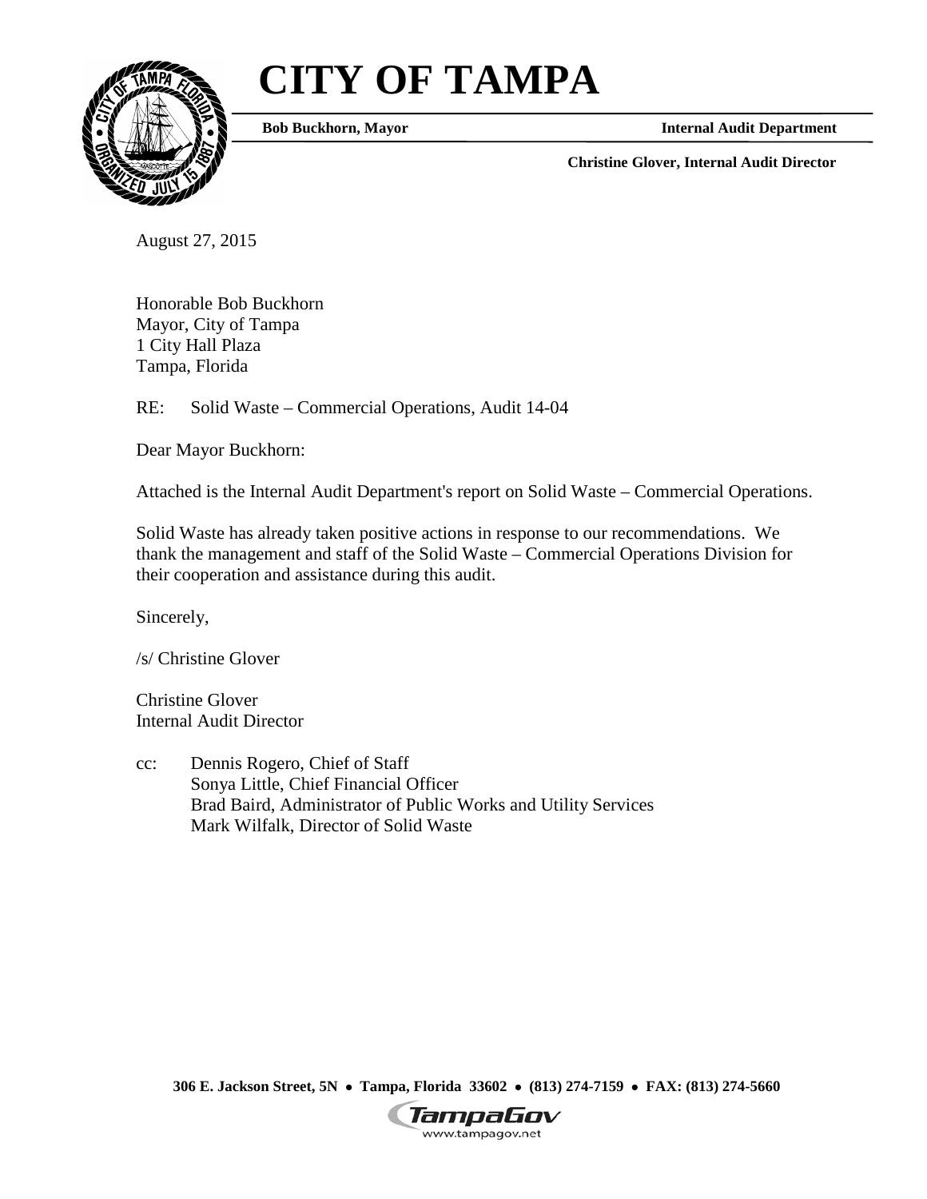# CITY OF TAMPA

**Bob Buckhorn, Mayor** **Internal Audit Department**

**Christine Glover, Internal Audit Director**

August 27, 2015

Honorable Bob Buckhorn
Mayor, City of Tampa
1 City Hall Plaza
Tampa, Florida

RE: Solid Waste – Commercial Operations, Audit 14-04

Dear Mayor Buckhorn:

Attached is the Internal Audit Department's report on Solid Waste – Commercial Operations.

Solid Waste has already taken positive actions in response to our recommendations. We thank the management and staff of the Solid Waste – Commercial Operations Division for their cooperation and assistance during this audit.

Sincerely,

/s/ Christine Glover

Christine Glover
Internal Audit Director

cc: Dennis Rogero, Chief of Staff
Sonya Little, Chief Financial Officer
Brad Baird, Administrator of Public Works and Utility Services
Mark Wilfalk, Director of Solid Waste

306 E. Jackson Street, 5N • Tampa, Florida 33602 • (813) 274-7159 • FAX: (813) 274-5660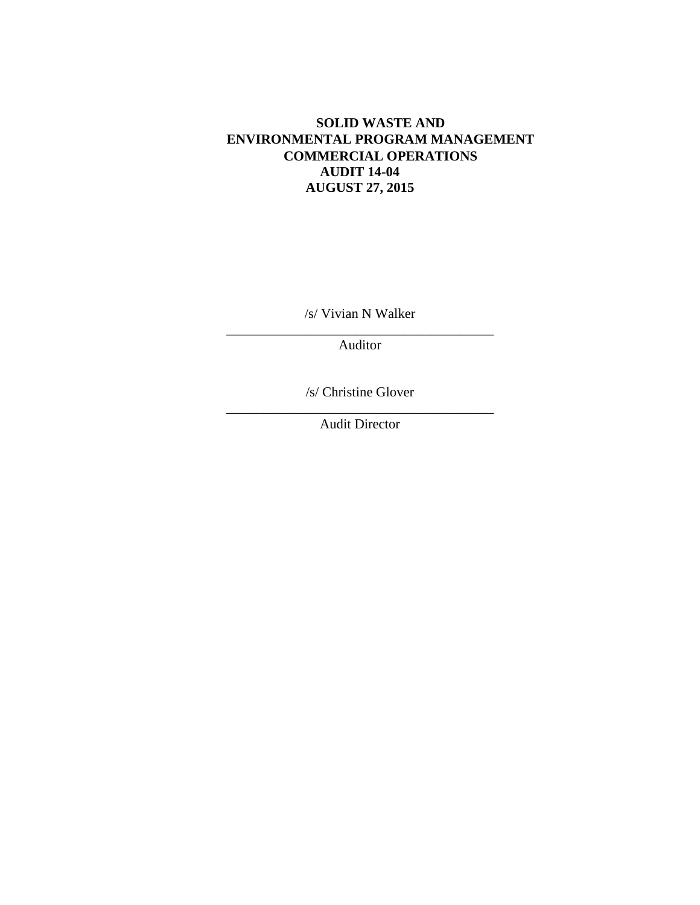**SOLID WASTE AND**
**ENVIRONMENTAL PROGRAM MANAGEMENT**
**COMMERCIAL OPERATIONS**
**AUDIT 14-04**
**AUGUST 27, 2015**

/s/ Vivian N Walker

\_\_\_\_\_\_\_\_\_\_\_\_\_\_\_\_\_\_\_\_\_\_\_\_\_\_\_\_\_\_\_\_\_\_\_\_\_\_\_\_\_\_

Auditor

/s/ Christine Glover

\_\_\_\_\_\_\_\_\_\_\_\_\_\_\_\_\_\_\_\_\_\_\_\_\_\_\_\_\_\_\_\_\_\_\_\_\_\_\_\_\_\_

Audit Director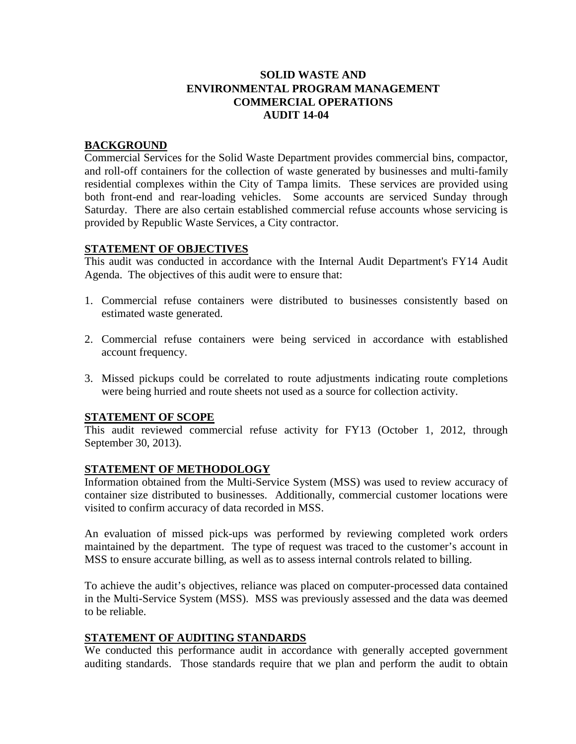# SOLID WASTE AND ENVIRONMENTAL PROGRAM MANAGEMENT COMMERCIAL OPERATIONS AUDIT 14-04

## BACKGROUND

Commercial Services for the Solid Waste Department provides commercial bins, compactor, and roll-off containers for the collection of waste generated by businesses and multi-family residential complexes within the City of Tampa limits. These services are provided using both front-end and rear-loading vehicles. Some accounts are serviced Sunday through Saturday. There are also certain established commercial refuse accounts whose servicing is provided by Republic Waste Services, a City contractor.

## STATEMENT OF OBJECTIVES

This audit was conducted in accordance with the Internal Audit Department's FY14 Audit Agenda. The objectives of this audit were to ensure that:

1. Commercial refuse containers were distributed to businesses consistently based on estimated waste generated.

2. Commercial refuse containers were being serviced in accordance with established account frequency.

3. Missed pickups could be correlated to route adjustments indicating route completions were being hurried and route sheets not used as a source for collection activity.

## STATEMENT OF SCOPE

This audit reviewed commercial refuse activity for FY13 (October 1, 2012, through September 30, 2013).

## STATEMENT OF METHODOLOGY

Information obtained from the Multi-Service System (MSS) was used to review accuracy of container size distributed to businesses. Additionally, commercial customer locations were visited to confirm accuracy of data recorded in MSS.

An evaluation of missed pick-ups was performed by reviewing completed work orders maintained by the department. The type of request was traced to the customer's account in MSS to ensure accurate billing, as well as to assess internal controls related to billing.

To achieve the audit's objectives, reliance was placed on computer-processed data contained in the Multi-Service System (MSS). MSS was previously assessed and the data was deemed to be reliable.

## STATEMENT OF AUDITING STANDARDS

We conducted this performance audit in accordance with generally accepted government auditing standards. Those standards require that we plan and perform the audit to obtain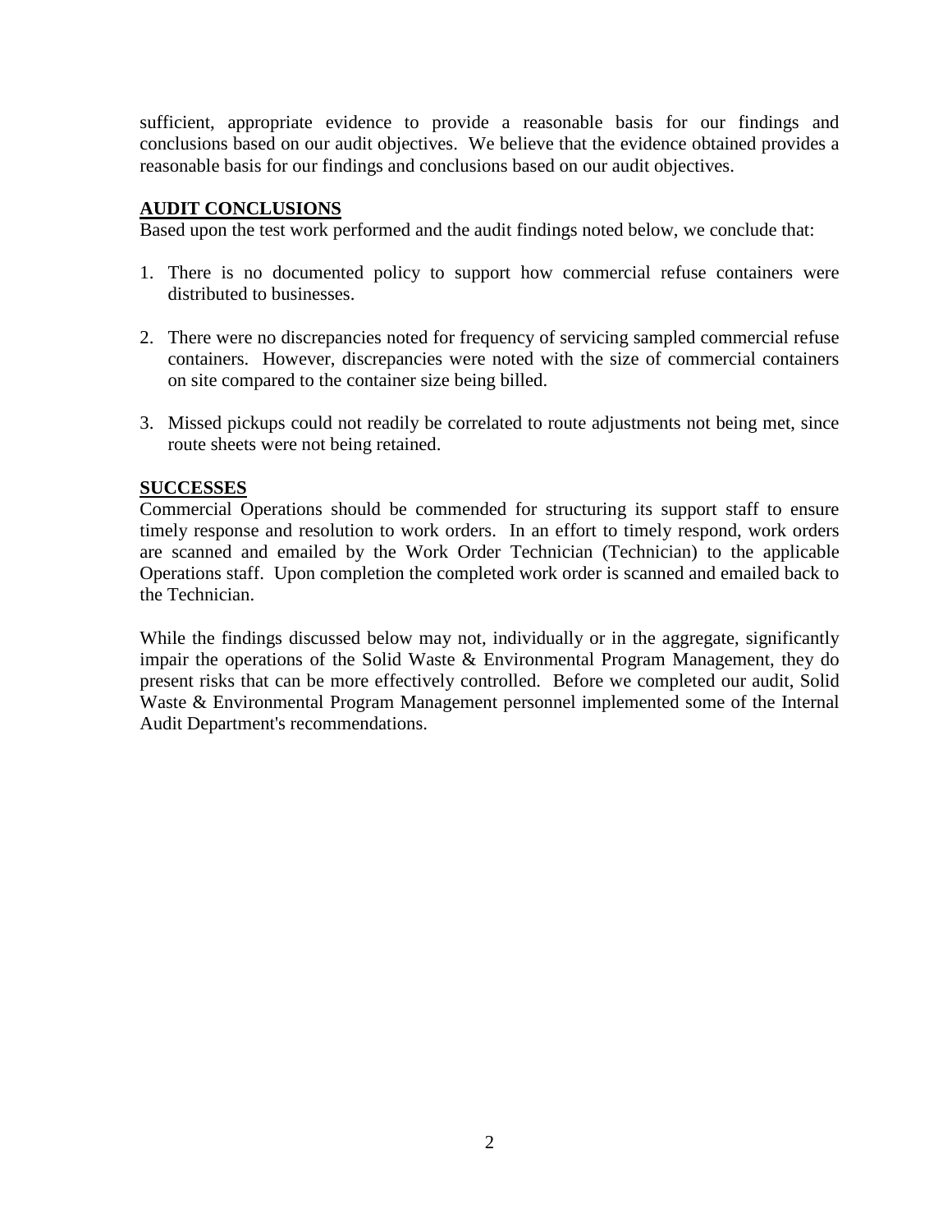sufficient, appropriate evidence to provide a reasonable basis for our findings and conclusions based on our audit objectives. We believe that the evidence obtained provides a reasonable basis for our findings and conclusions based on our audit objectives.

## AUDIT CONCLUSIONS

Based upon the test work performed and the audit findings noted below, we conclude that:

1. There is no documented policy to support how commercial refuse containers were distributed to businesses.

2. There were no discrepancies noted for frequency of servicing sampled commercial refuse containers. However, discrepancies were noted with the size of commercial containers on site compared to the container size being billed.

3. Missed pickups could not readily be correlated to route adjustments not being met, since route sheets were not being retained.

## SUCCESSES

Commercial Operations should be commended for structuring its support staff to ensure timely response and resolution to work orders. In an effort to timely respond, work orders are scanned and emailed by the Work Order Technician (Technician) to the applicable Operations staff. Upon completion the completed work order is scanned and emailed back to the Technician.

While the findings discussed below may not, individually or in the aggregate, significantly impair the operations of the Solid Waste & Environmental Program Management, they do present risks that can be more effectively controlled. Before we completed our audit, Solid Waste & Environmental Program Management personnel implemented some of the Internal Audit Department's recommendations.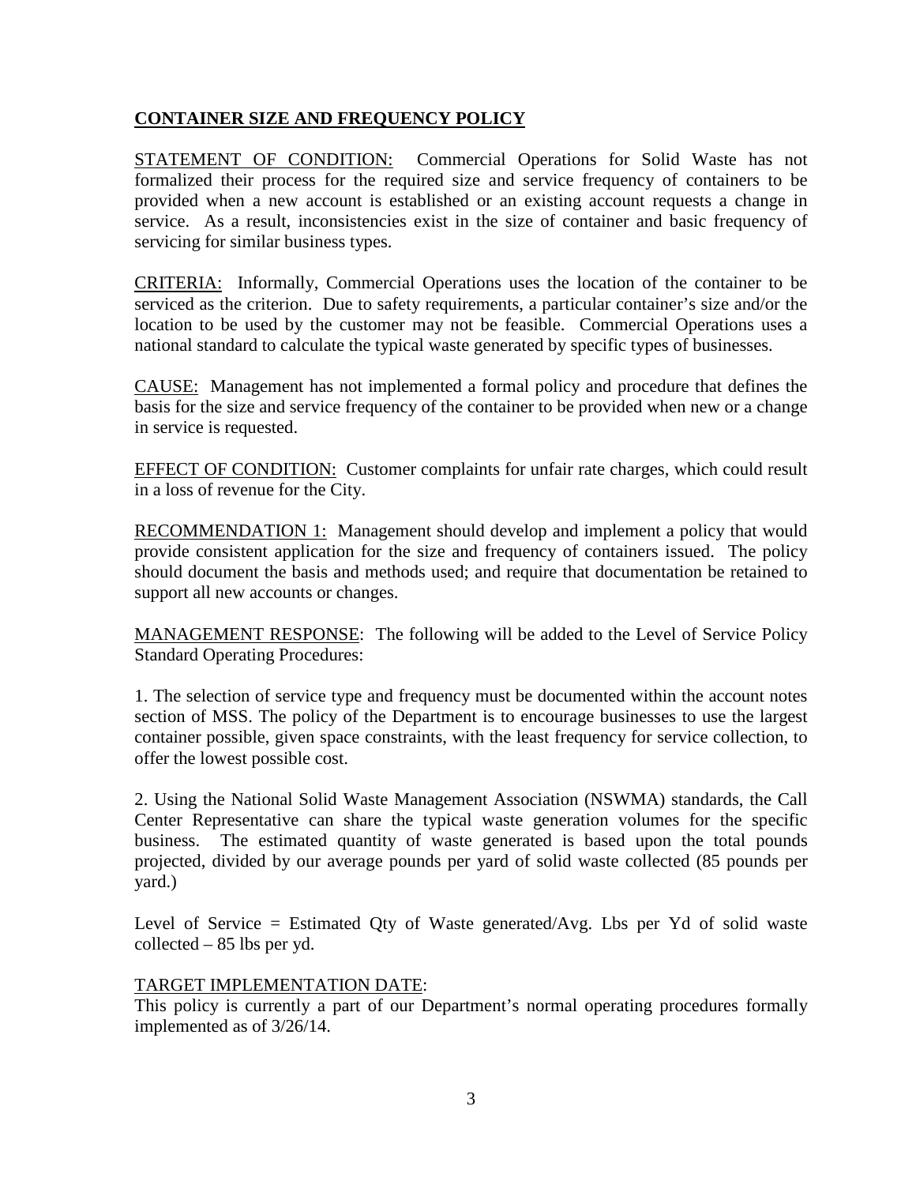## CONTAINER SIZE AND FREQUENCY POLICY

STATEMENT OF CONDITION: Commercial Operations for Solid Waste has not formalized their process for the required size and service frequency of containers to be provided when a new account is established or an existing account requests a change in service. As a result, inconsistencies exist in the size of container and basic frequency of servicing for similar business types.

CRITERIA: Informally, Commercial Operations uses the location of the container to be serviced as the criterion. Due to safety requirements, a particular container's size and/or the location to be used by the customer may not be feasible. Commercial Operations uses a national standard to calculate the typical waste generated by specific types of businesses.

CAUSE: Management has not implemented a formal policy and procedure that defines the basis for the size and service frequency of the container to be provided when new or a change in service is requested.

EFFECT OF CONDITION: Customer complaints for unfair rate charges, which could result in a loss of revenue for the City.

RECOMMENDATION 1: Management should develop and implement a policy that would provide consistent application for the size and frequency of containers issued. The policy should document the basis and methods used; and require that documentation be retained to support all new accounts or changes.

MANAGEMENT RESPONSE: The following will be added to the Level of Service Policy Standard Operating Procedures:

1. The selection of service type and frequency must be documented within the account notes section of MSS. The policy of the Department is to encourage businesses to use the largest container possible, given space constraints, with the least frequency for service collection, to offer the lowest possible cost.

2. Using the National Solid Waste Management Association (NSWMA) standards, the Call Center Representative can share the typical waste generation volumes for the specific business. The estimated quantity of waste generated is based upon the total pounds projected, divided by our average pounds per yard of solid waste collected (85 pounds per yard.)

Level of Service = Estimated Qty of Waste generated/Avg. Lbs per Yd of solid waste collected – 85 lbs per yd.

TARGET IMPLEMENTATION DATE:
This policy is currently a part of our Department's normal operating procedures formally implemented as of 3/26/14.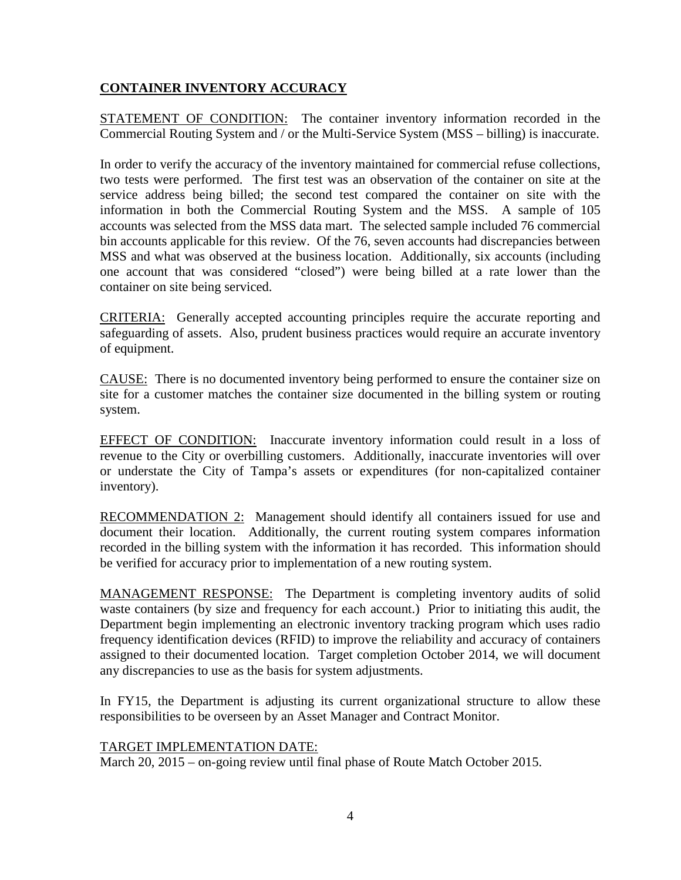## CONTAINER INVENTORY ACCURACY

STATEMENT OF CONDITION: The container inventory information recorded in the Commercial Routing System and / or the Multi-Service System (MSS – billing) is inaccurate.

In order to verify the accuracy of the inventory maintained for commercial refuse collections, two tests were performed. The first test was an observation of the container on site at the service address being billed; the second test compared the container on site with the information in both the Commercial Routing System and the MSS. A sample of 105 accounts was selected from the MSS data mart. The selected sample included 76 commercial bin accounts applicable for this review. Of the 76, seven accounts had discrepancies between MSS and what was observed at the business location. Additionally, six accounts (including one account that was considered "closed") were being billed at a rate lower than the container on site being serviced.

CRITERIA: Generally accepted accounting principles require the accurate reporting and safeguarding of assets. Also, prudent business practices would require an accurate inventory of equipment.

CAUSE: There is no documented inventory being performed to ensure the container size on site for a customer matches the container size documented in the billing system or routing system.

EFFECT OF CONDITION: Inaccurate inventory information could result in a loss of revenue to the City or overbilling customers. Additionally, inaccurate inventories will over or understate the City of Tampa's assets or expenditures (for non-capitalized container inventory).

RECOMMENDATION 2: Management should identify all containers issued for use and document their location. Additionally, the current routing system compares information recorded in the billing system with the information it has recorded. This information should be verified for accuracy prior to implementation of a new routing system.

MANAGEMENT RESPONSE: The Department is completing inventory audits of solid waste containers (by size and frequency for each account.) Prior to initiating this audit, the Department begin implementing an electronic inventory tracking program which uses radio frequency identification devices (RFID) to improve the reliability and accuracy of containers assigned to their documented location. Target completion October 2014, we will document any discrepancies to use as the basis for system adjustments.

In FY15, the Department is adjusting its current organizational structure to allow these responsibilities to be overseen by an Asset Manager and Contract Monitor.

TARGET IMPLEMENTATION DATE:
March 20, 2015 – on-going review until final phase of Route Match October 2015.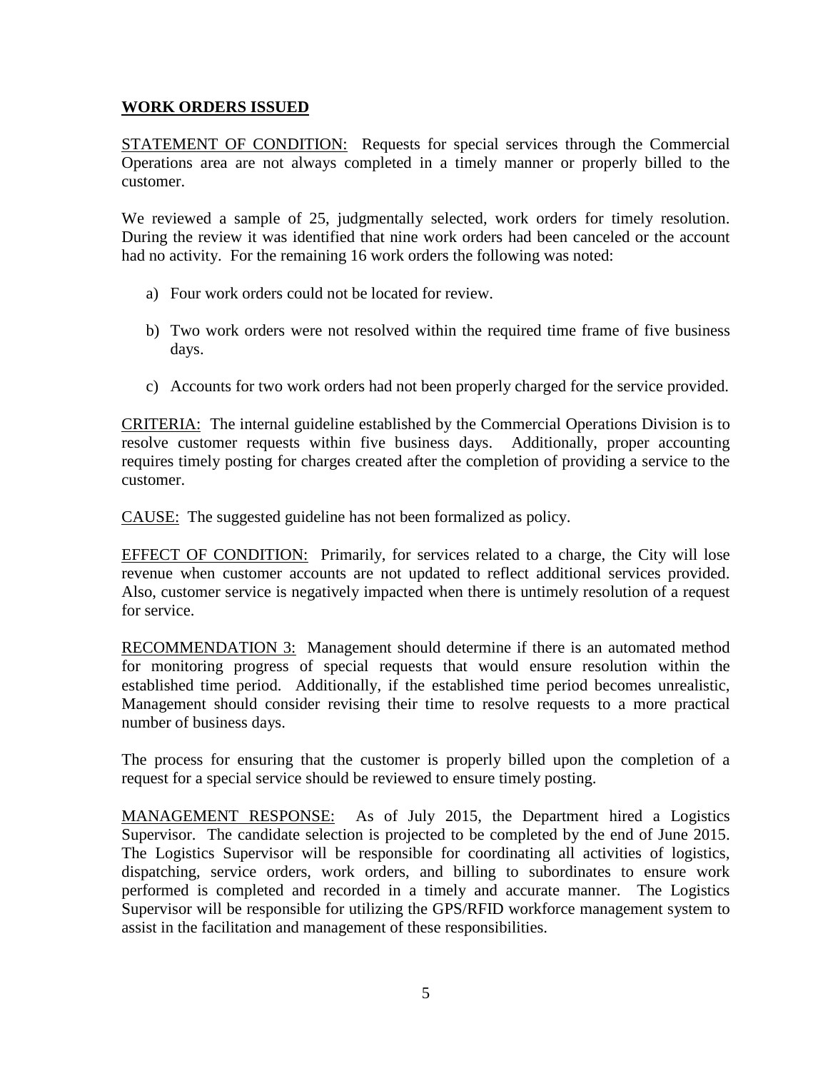## WORK ORDERS ISSUED

STATEMENT OF CONDITION: Requests for special services through the Commercial Operations area are not always completed in a timely manner or properly billed to the customer.

We reviewed a sample of 25, judgmentally selected, work orders for timely resolution. During the review it was identified that nine work orders had been canceled or the account had no activity. For the remaining 16 work orders the following was noted:

a) Four work orders could not be located for review.

b) Two work orders were not resolved within the required time frame of five business days.

c) Accounts for two work orders had not been properly charged for the service provided.

CRITERIA: The internal guideline established by the Commercial Operations Division is to resolve customer requests within five business days. Additionally, proper accounting requires timely posting for charges created after the completion of providing a service to the customer.

CAUSE: The suggested guideline has not been formalized as policy.

EFFECT OF CONDITION: Primarily, for services related to a charge, the City will lose revenue when customer accounts are not updated to reflect additional services provided. Also, customer service is negatively impacted when there is untimely resolution of a request for service.

RECOMMENDATION 3: Management should determine if there is an automated method for monitoring progress of special requests that would ensure resolution within the established time period. Additionally, if the established time period becomes unrealistic, Management should consider revising their time to resolve requests to a more practical number of business days.

The process for ensuring that the customer is properly billed upon the completion of a request for a special service should be reviewed to ensure timely posting.

MANAGEMENT RESPONSE: As of July 2015, the Department hired a Logistics Supervisor. The candidate selection is projected to be completed by the end of June 2015. The Logistics Supervisor will be responsible for coordinating all activities of logistics, dispatching, service orders, work orders, and billing to subordinates to ensure work performed is completed and recorded in a timely and accurate manner. The Logistics Supervisor will be responsible for utilizing the GPS/RFID workforce management system to assist in the facilitation and management of these responsibilities.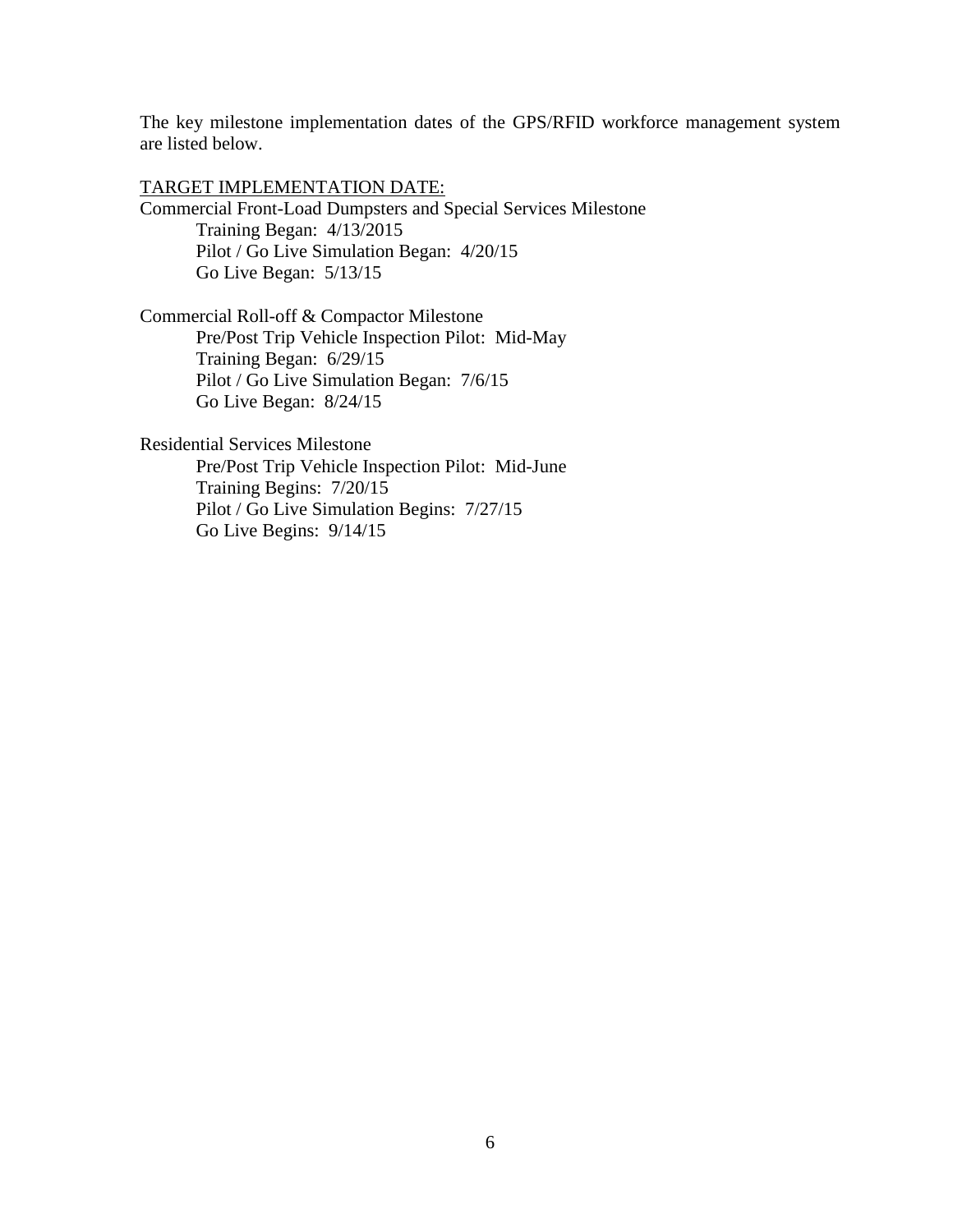The key milestone implementation dates of the GPS/RFID workforce management system are listed below.

<u>TARGET IMPLEMENTATION DATE:</u>

Commercial Front-Load Dumpsters and Special Services Milestone

- Training Began: 4/13/2015
- Pilot / Go Live Simulation Began: 4/20/15
- Go Live Began: 5/13/15

Commercial Roll-off & Compactor Milestone

- Pre/Post Trip Vehicle Inspection Pilot: Mid-May
- Training Began: 6/29/15
- Pilot / Go Live Simulation Began: 7/6/15
- Go Live Began: 8/24/15

Residential Services Milestone

- Pre/Post Trip Vehicle Inspection Pilot: Mid-June
- Training Begins: 7/20/15
- Pilot / Go Live Simulation Begins: 7/27/15
- Go Live Begins: 9/14/15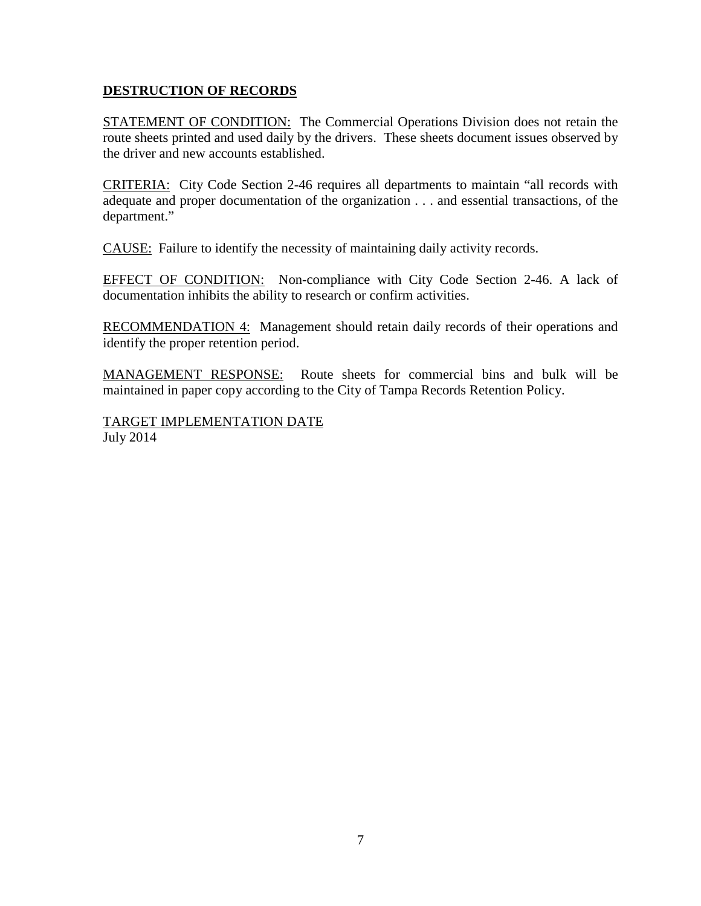## DESTRUCTION OF RECORDS

STATEMENT OF CONDITION: The Commercial Operations Division does not retain the route sheets printed and used daily by the drivers. These sheets document issues observed by the driver and new accounts established.

CRITERIA: City Code Section 2-46 requires all departments to maintain "all records with adequate and proper documentation of the organization . . . and essential transactions, of the department."

CAUSE: Failure to identify the necessity of maintaining daily activity records.

EFFECT OF CONDITION: Non-compliance with City Code Section 2-46. A lack of documentation inhibits the ability to research or confirm activities.

RECOMMENDATION 4: Management should retain daily records of their operations and identify the proper retention period.

MANAGEMENT RESPONSE: Route sheets for commercial bins and bulk will be maintained in paper copy according to the City of Tampa Records Retention Policy.

TARGET IMPLEMENTATION DATE
July 2014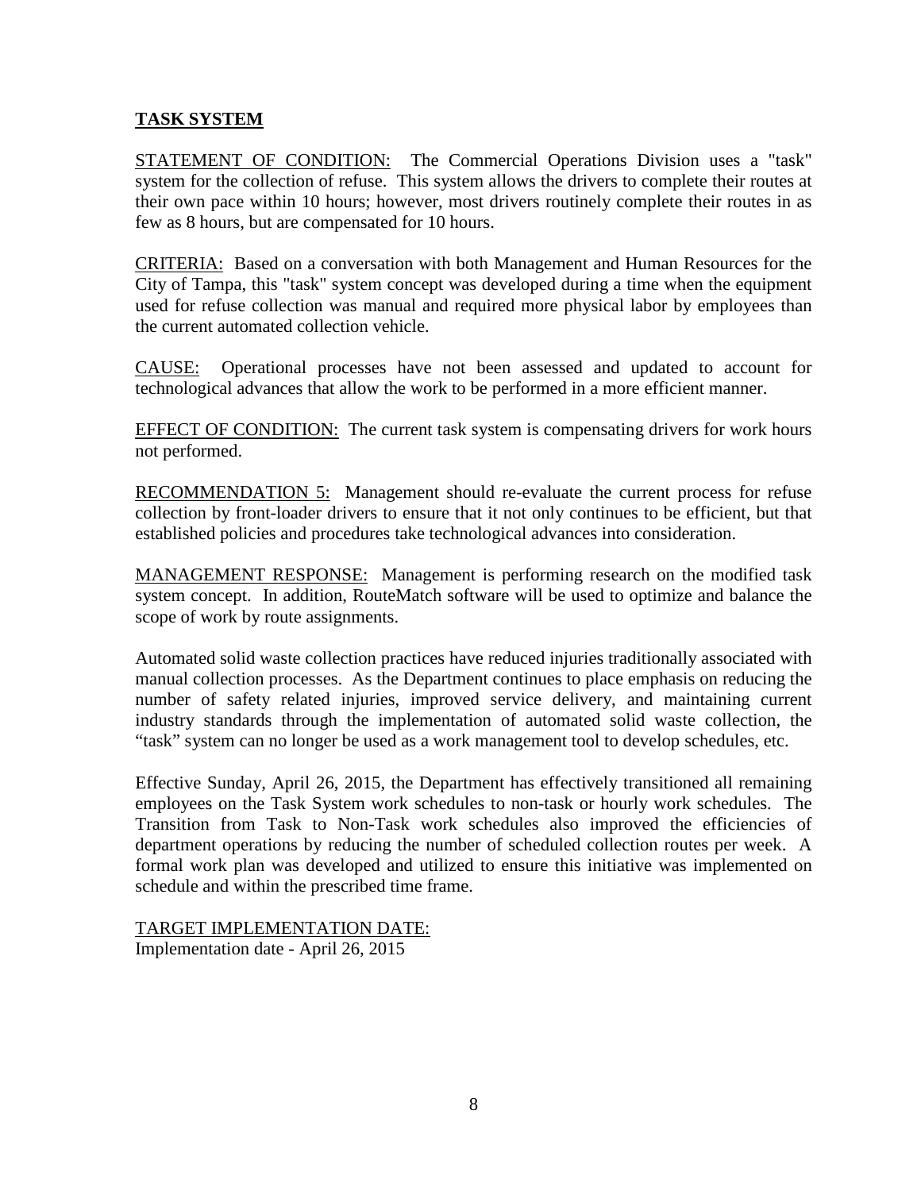## TASK SYSTEM

STATEMENT OF CONDITION: The Commercial Operations Division uses a "task" system for the collection of refuse. This system allows the drivers to complete their routes at their own pace within 10 hours; however, most drivers routinely complete their routes in as few as 8 hours, but are compensated for 10 hours.

CRITERIA: Based on a conversation with both Management and Human Resources for the City of Tampa, this "task" system concept was developed during a time when the equipment used for refuse collection was manual and required more physical labor by employees than the current automated collection vehicle.

CAUSE: Operational processes have not been assessed and updated to account for technological advances that allow the work to be performed in a more efficient manner.

EFFECT OF CONDITION: The current task system is compensating drivers for work hours not performed.

RECOMMENDATION 5: Management should re-evaluate the current process for refuse collection by front-loader drivers to ensure that it not only continues to be efficient, but that established policies and procedures take technological advances into consideration.

MANAGEMENT RESPONSE: Management is performing research on the modified task system concept. In addition, RouteMatch software will be used to optimize and balance the scope of work by route assignments.

Automated solid waste collection practices have reduced injuries traditionally associated with manual collection processes. As the Department continues to place emphasis on reducing the number of safety related injuries, improved service delivery, and maintaining current industry standards through the implementation of automated solid waste collection, the "task" system can no longer be used as a work management tool to develop schedules, etc.

Effective Sunday, April 26, 2015, the Department has effectively transitioned all remaining employees on the Task System work schedules to non-task or hourly work schedules. The Transition from Task to Non-Task work schedules also improved the efficiencies of department operations by reducing the number of scheduled collection routes per week. A formal work plan was developed and utilized to ensure this initiative was implemented on schedule and within the prescribed time frame.

TARGET IMPLEMENTATION DATE:
Implementation date - April 26, 2015